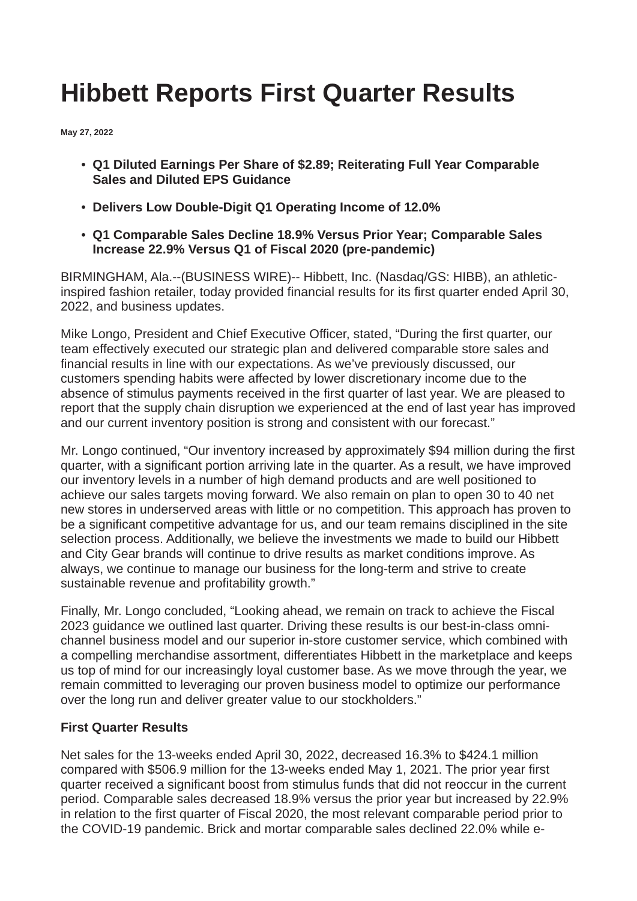# Hibbett Reports First Quarter Results

**May 27, 2022**

- **Q1 Diluted Earnings Per Share of $2.89; Reiterating Full Year Comparable Sales and Diluted EPS Guidance**
- **Delivers Low Double-Digit Q1 Operating Income of 12.0%**
- **Q1 Comparable Sales Decline 18.9% Versus Prior Year; Comparable Sales Increase 22.9% Versus Q1 of Fiscal 2020 (pre-pandemic)**

BIRMINGHAM, Ala.--(BUSINESS WIRE)-- Hibbett, Inc. (Nasdaq/GS: HIBB), an athletic-inspired fashion retailer, today provided financial results for its first quarter ended April 30, 2022, and business updates.

Mike Longo, President and Chief Executive Officer, stated, "During the first quarter, our team effectively executed our strategic plan and delivered comparable store sales and financial results in line with our expectations. As we've previously discussed, our customers spending habits were affected by lower discretionary income due to the absence of stimulus payments received in the first quarter of last year. We are pleased to report that the supply chain disruption we experienced at the end of last year has improved and our current inventory position is strong and consistent with our forecast."

Mr. Longo continued, "Our inventory increased by approximately $94 million during the first quarter, with a significant portion arriving late in the quarter. As a result, we have improved our inventory levels in a number of high demand products and are well positioned to achieve our sales targets moving forward. We also remain on plan to open 30 to 40 net new stores in underserved areas with little or no competition. This approach has proven to be a significant competitive advantage for us, and our team remains disciplined in the site selection process. Additionally, we believe the investments we made to build our Hibbett and City Gear brands will continue to drive results as market conditions improve. As always, we continue to manage our business for the long-term and strive to create sustainable revenue and profitability growth."

Finally, Mr. Longo concluded, "Looking ahead, we remain on track to achieve the Fiscal 2023 guidance we outlined last quarter. Driving these results is our best-in-class omni-channel business model and our superior in-store customer service, which combined with a compelling merchandise assortment, differentiates Hibbett in the marketplace and keeps us top of mind for our increasingly loyal customer base. As we move through the year, we remain committed to leveraging our proven business model to optimize our performance over the long run and deliver greater value to our stockholders."

**First Quarter Results**

Net sales for the 13-weeks ended April 30, 2022, decreased 16.3% to $424.1 million compared with $506.9 million for the 13-weeks ended May 1, 2021. The prior year first quarter received a significant boost from stimulus funds that did not reoccur in the current period. Comparable sales decreased 18.9% versus the prior year but increased by 22.9% in relation to the first quarter of Fiscal 2020, the most relevant comparable period prior to the COVID-19 pandemic. Brick and mortar comparable sales declined 22.0% while e-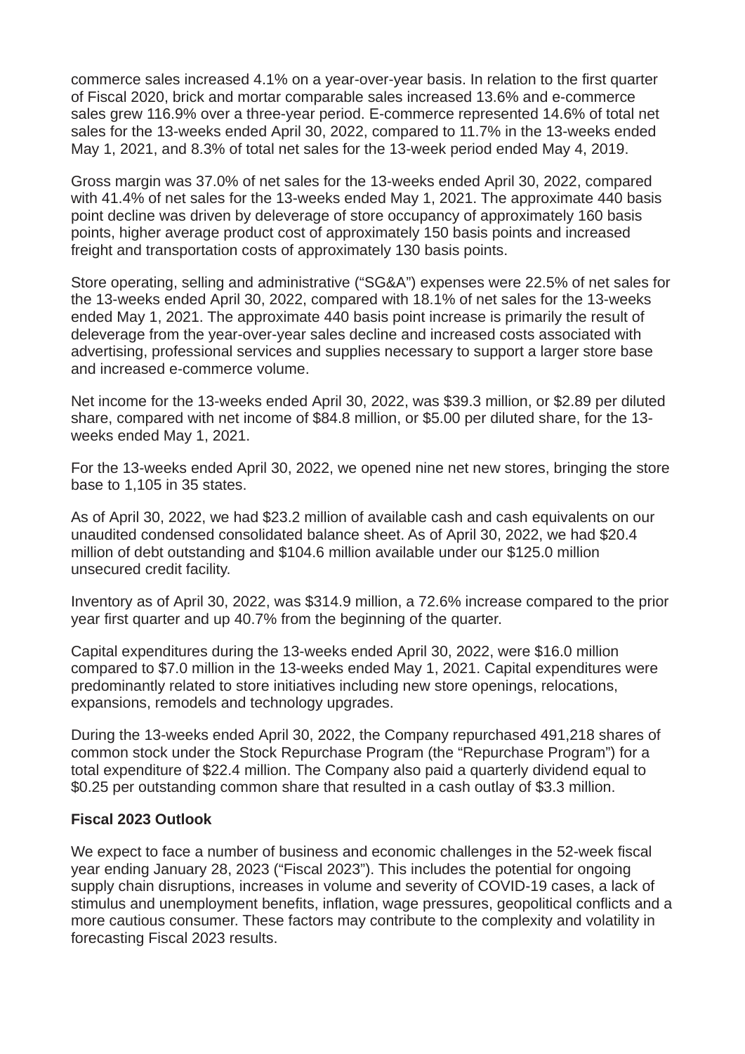commerce sales increased 4.1% on a year-over-year basis. In relation to the first quarter of Fiscal 2020, brick and mortar comparable sales increased 13.6% and e-commerce sales grew 116.9% over a three-year period. E-commerce represented 14.6% of total net sales for the 13-weeks ended April 30, 2022, compared to 11.7% in the 13-weeks ended May 1, 2021, and 8.3% of total net sales for the 13-week period ended May 4, 2019.

Gross margin was 37.0% of net sales for the 13-weeks ended April 30, 2022, compared with 41.4% of net sales for the 13-weeks ended May 1, 2021. The approximate 440 basis point decline was driven by deleverage of store occupancy of approximately 160 basis points, higher average product cost of approximately 150 basis points and increased freight and transportation costs of approximately 130 basis points.

Store operating, selling and administrative ("SG&A") expenses were 22.5% of net sales for the 13-weeks ended April 30, 2022, compared with 18.1% of net sales for the 13-weeks ended May 1, 2021. The approximate 440 basis point increase is primarily the result of deleverage from the year-over-year sales decline and increased costs associated with advertising, professional services and supplies necessary to support a larger store base and increased e-commerce volume.

Net income for the 13-weeks ended April 30, 2022, was $39.3 million, or $2.89 per diluted share, compared with net income of $84.8 million, or $5.00 per diluted share, for the 13-weeks ended May 1, 2021.

For the 13-weeks ended April 30, 2022, we opened nine net new stores, bringing the store base to 1,105 in 35 states.

As of April 30, 2022, we had $23.2 million of available cash and cash equivalents on our unaudited condensed consolidated balance sheet. As of April 30, 2022, we had $20.4 million of debt outstanding and $104.6 million available under our $125.0 million unsecured credit facility.

Inventory as of April 30, 2022, was $314.9 million, a 72.6% increase compared to the prior year first quarter and up 40.7% from the beginning of the quarter.

Capital expenditures during the 13-weeks ended April 30, 2022, were $16.0 million compared to $7.0 million in the 13-weeks ended May 1, 2021. Capital expenditures were predominantly related to store initiatives including new store openings, relocations, expansions, remodels and technology upgrades.

During the 13-weeks ended April 30, 2022, the Company repurchased 491,218 shares of common stock under the Stock Repurchase Program (the "Repurchase Program") for a total expenditure of $22.4 million. The Company also paid a quarterly dividend equal to $0.25 per outstanding common share that resulted in a cash outlay of $3.3 million.

**Fiscal 2023 Outlook**

We expect to face a number of business and economic challenges in the 52-week fiscal year ending January 28, 2023 ("Fiscal 2023"). This includes the potential for ongoing supply chain disruptions, increases in volume and severity of COVID-19 cases, a lack of stimulus and unemployment benefits, inflation, wage pressures, geopolitical conflicts and a more cautious consumer. These factors may contribute to the complexity and volatility in forecasting Fiscal 2023 results.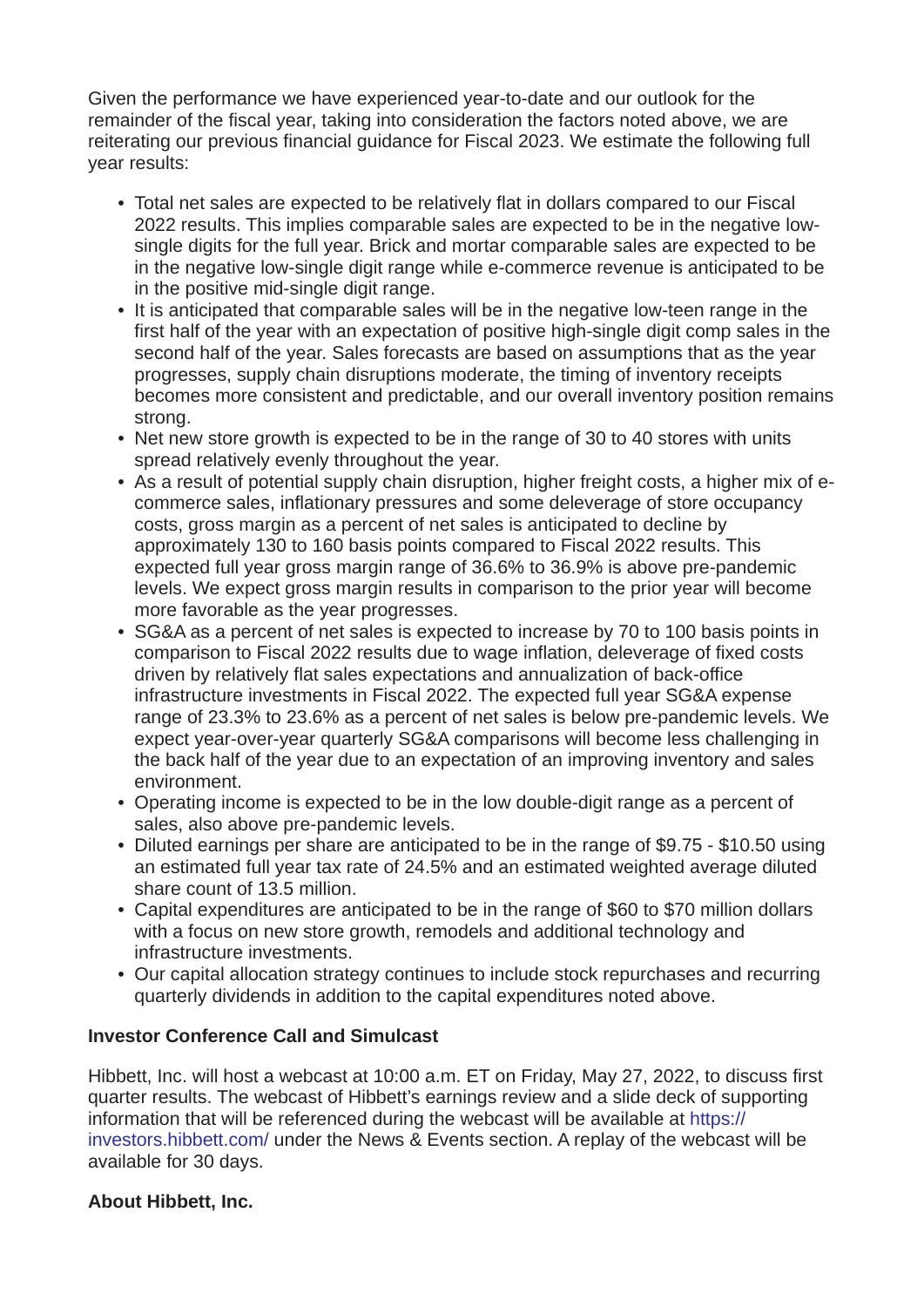Given the performance we have experienced year-to-date and our outlook for the remainder of the fiscal year, taking into consideration the factors noted above, we are reiterating our previous financial guidance for Fiscal 2023. We estimate the following full year results:

- Total net sales are expected to be relatively flat in dollars compared to our Fiscal 2022 results. This implies comparable sales are expected to be in the negative low-single digits for the full year. Brick and mortar comparable sales are expected to be in the negative low-single digit range while e-commerce revenue is anticipated to be in the positive mid-single digit range.
- It is anticipated that comparable sales will be in the negative low-teen range in the first half of the year with an expectation of positive high-single digit comp sales in the second half of the year. Sales forecasts are based on assumptions that as the year progresses, supply chain disruptions moderate, the timing of inventory receipts becomes more consistent and predictable, and our overall inventory position remains strong.
- Net new store growth is expected to be in the range of 30 to 40 stores with units spread relatively evenly throughout the year.
- As a result of potential supply chain disruption, higher freight costs, a higher mix of e-commerce sales, inflationary pressures and some deleverage of store occupancy costs, gross margin as a percent of net sales is anticipated to decline by approximately 130 to 160 basis points compared to Fiscal 2022 results. This expected full year gross margin range of 36.6% to 36.9% is above pre-pandemic levels. We expect gross margin results in comparison to the prior year will become more favorable as the year progresses.
- SG&A as a percent of net sales is expected to increase by 70 to 100 basis points in comparison to Fiscal 2022 results due to wage inflation, deleverage of fixed costs driven by relatively flat sales expectations and annualization of back-office infrastructure investments in Fiscal 2022. The expected full year SG&A expense range of 23.3% to 23.6% as a percent of net sales is below pre-pandemic levels. We expect year-over-year quarterly SG&A comparisons will become less challenging in the back half of the year due to an expectation of an improving inventory and sales environment.
- Operating income is expected to be in the low double-digit range as a percent of sales, also above pre-pandemic levels.
- Diluted earnings per share are anticipated to be in the range of $9.75 - $10.50 using an estimated full year tax rate of 24.5% and an estimated weighted average diluted share count of 13.5 million.
- Capital expenditures are anticipated to be in the range of $60 to $70 million dollars with a focus on new store growth, remodels and additional technology and infrastructure investments.
- Our capital allocation strategy continues to include stock repurchases and recurring quarterly dividends in addition to the capital expenditures noted above.

**Investor Conference Call and Simulcast**

Hibbett, Inc. will host a webcast at 10:00 a.m. ET on Friday, May 27, 2022, to discuss first quarter results. The webcast of Hibbett's earnings review and a slide deck of supporting information that will be referenced during the webcast will be available at https://investors.hibbett.com/ under the News & Events section. A replay of the webcast will be available for 30 days.

**About Hibbett, Inc.**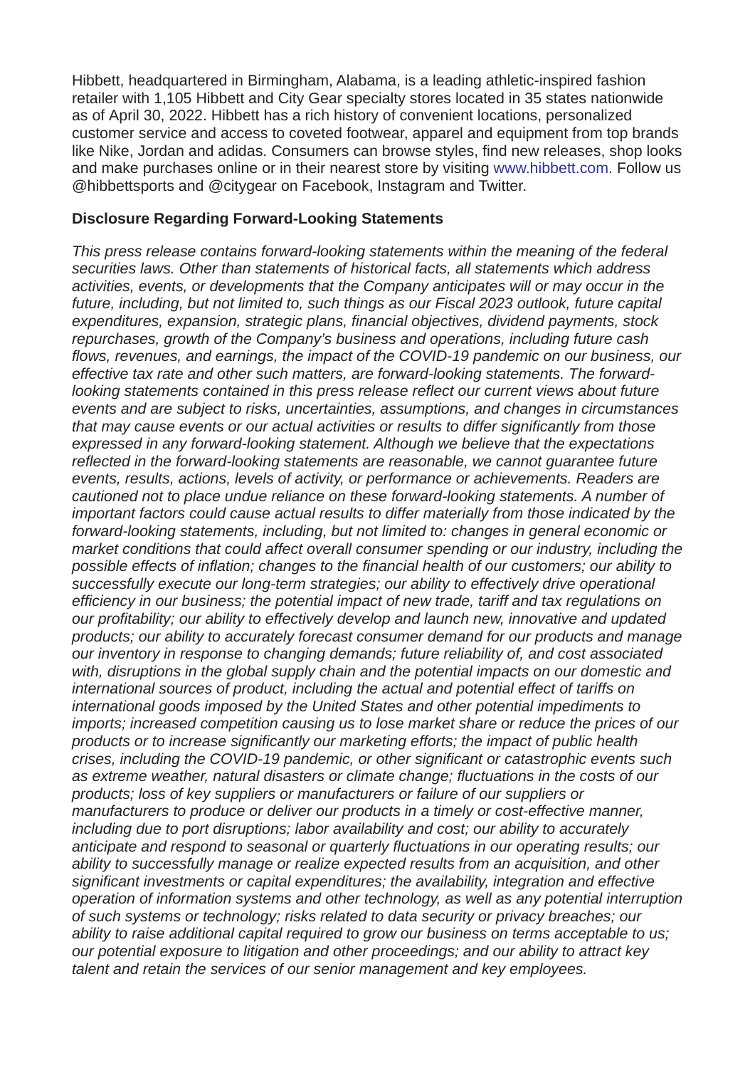Hibbett, headquartered in Birmingham, Alabama, is a leading athletic-inspired fashion retailer with 1,105 Hibbett and City Gear specialty stores located in 35 states nationwide as of April 30, 2022. Hibbett has a rich history of convenient locations, personalized customer service and access to coveted footwear, apparel and equipment from top brands like Nike, Jordan and adidas. Consumers can browse styles, find new releases, shop looks and make purchases online or in their nearest store by visiting www.hibbett.com. Follow us @hibbettsports and @citygear on Facebook, Instagram and Twitter.

**Disclosure Regarding Forward-Looking Statements**

*This press release contains forward-looking statements within the meaning of the federal securities laws. Other than statements of historical facts, all statements which address activities, events, or developments that the Company anticipates will or may occur in the future, including, but not limited to, such things as our Fiscal 2023 outlook, future capital expenditures, expansion, strategic plans, financial objectives, dividend payments, stock repurchases, growth of the Company's business and operations, including future cash flows, revenues, and earnings, the impact of the COVID-19 pandemic on our business, our effective tax rate and other such matters, are forward-looking statements. The forward-looking statements contained in this press release reflect our current views about future events and are subject to risks, uncertainties, assumptions, and changes in circumstances that may cause events or our actual activities or results to differ significantly from those expressed in any forward-looking statement. Although we believe that the expectations reflected in the forward-looking statements are reasonable, we cannot guarantee future events, results, actions, levels of activity, or performance or achievements. Readers are cautioned not to place undue reliance on these forward-looking statements. A number of important factors could cause actual results to differ materially from those indicated by the forward-looking statements, including, but not limited to: changes in general economic or market conditions that could affect overall consumer spending or our industry, including the possible effects of inflation; changes to the financial health of our customers; our ability to successfully execute our long-term strategies; our ability to effectively drive operational efficiency in our business; the potential impact of new trade, tariff and tax regulations on our profitability; our ability to effectively develop and launch new, innovative and updated products; our ability to accurately forecast consumer demand for our products and manage our inventory in response to changing demands; future reliability of, and cost associated with, disruptions in the global supply chain and the potential impacts on our domestic and international sources of product, including the actual and potential effect of tariffs on international goods imposed by the United States and other potential impediments to imports; increased competition causing us to lose market share or reduce the prices of our products or to increase significantly our marketing efforts; the impact of public health crises, including the COVID-19 pandemic, or other significant or catastrophic events such as extreme weather, natural disasters or climate change; fluctuations in the costs of our products; loss of key suppliers or manufacturers or failure of our suppliers or manufacturers to produce or deliver our products in a timely or cost-effective manner, including due to port disruptions; labor availability and cost; our ability to accurately anticipate and respond to seasonal or quarterly fluctuations in our operating results; our ability to successfully manage or realize expected results from an acquisition, and other significant investments or capital expenditures; the availability, integration and effective operation of information systems and other technology, as well as any potential interruption of such systems or technology; risks related to data security or privacy breaches; our ability to raise additional capital required to grow our business on terms acceptable to us; our potential exposure to litigation and other proceedings; and our ability to attract key talent and retain the services of our senior management and key employees.*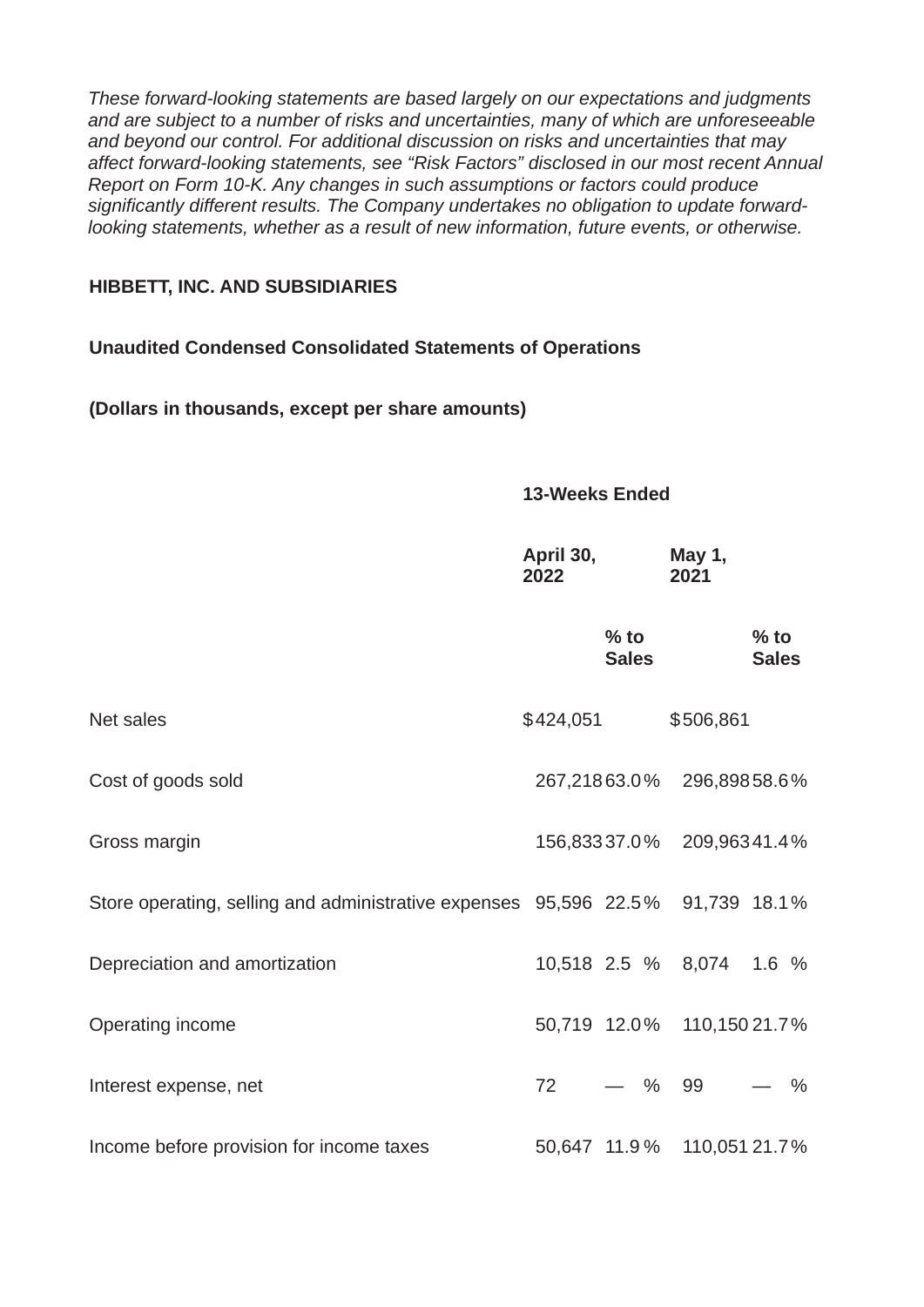*These forward-looking statements are based largely on our expectations and judgments and are subject to a number of risks and uncertainties, many of which are unforeseeable and beyond our control. For additional discussion on risks and uncertainties that may affect forward-looking statements, see "Risk Factors" disclosed in our most recent Annual Report on Form 10-K. Any changes in such assumptions or factors could produce significantly different results. The Company undertakes no obligation to update forward-looking statements, whether as a result of new information, future events, or otherwise.*

**HIBBETT, INC. AND SUBSIDIARIES**

**Unaudited Condensed Consolidated Statements of Operations**

**(Dollars in thousands, except per share amounts)**

| | 13-Weeks Ended | | | |
|---|---|---|---|---|
| | April 30, 2022 | | May 1, 2021 | |
| | | % to Sales | | % to Sales |
| Net sales | $424,051 | | $506,861 | |
| Cost of goods sold | 267,218 | 63.0% | 296,898 | 58.6% |
| Gross margin | 156,833 | 37.0% | 209,963 | 41.4% |
| Store operating, selling and administrative expenses | 95,596 | 22.5% | 91,739 | 18.1% |
| Depreciation and amortization | 10,518 | 2.5 % | 8,074 | 1.6 % |
| Operating income | 50,719 | 12.0% | 110,150 | 21.7% |
| Interest expense, net | 72 | — % | 99 | — % |
| Income before provision for income taxes | 50,647 | 11.9% | 110,051 | 21.7% |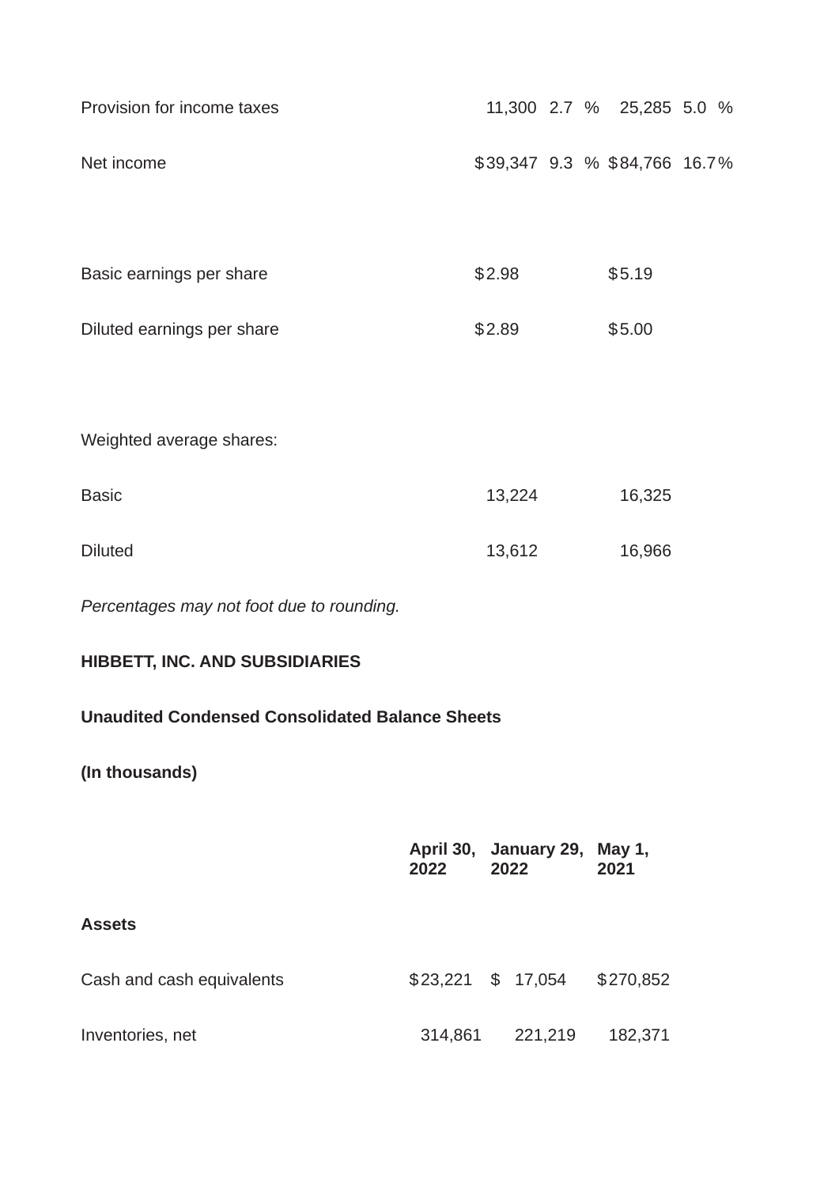| | | | | |
|---|---|---|---|---|
| Provision for income taxes | 11,300 | 2.7 % | 25,285 | 5.0 % |
| Net income | $39,347 | 9.3 % | $84,766 | 16.7% |
| | | | | |
| Basic earnings per share | $2.98 | | $5.19 | |
| Diluted earnings per share | $2.89 | | $5.00 | |
| | | | | |
| Weighted average shares: | | | | |
| Basic | 13,224 | | 16,325 | |
| Diluted | 13,612 | | 16,966 | |

*Percentages may not foot due to rounding.*

**HIBBETT, INC. AND SUBSIDIARIES**

**Unaudited Condensed Consolidated Balance Sheets**

**(In thousands)**

| | April 30, 2022 | January 29, 2022 | May 1, 2021 |
|---|---|---|---|
| **Assets** | | | |
| Cash and cash equivalents | $23,221 | $ 17,054 | $270,852 |
| Inventories, net | 314,861 | 221,219 | 182,371 |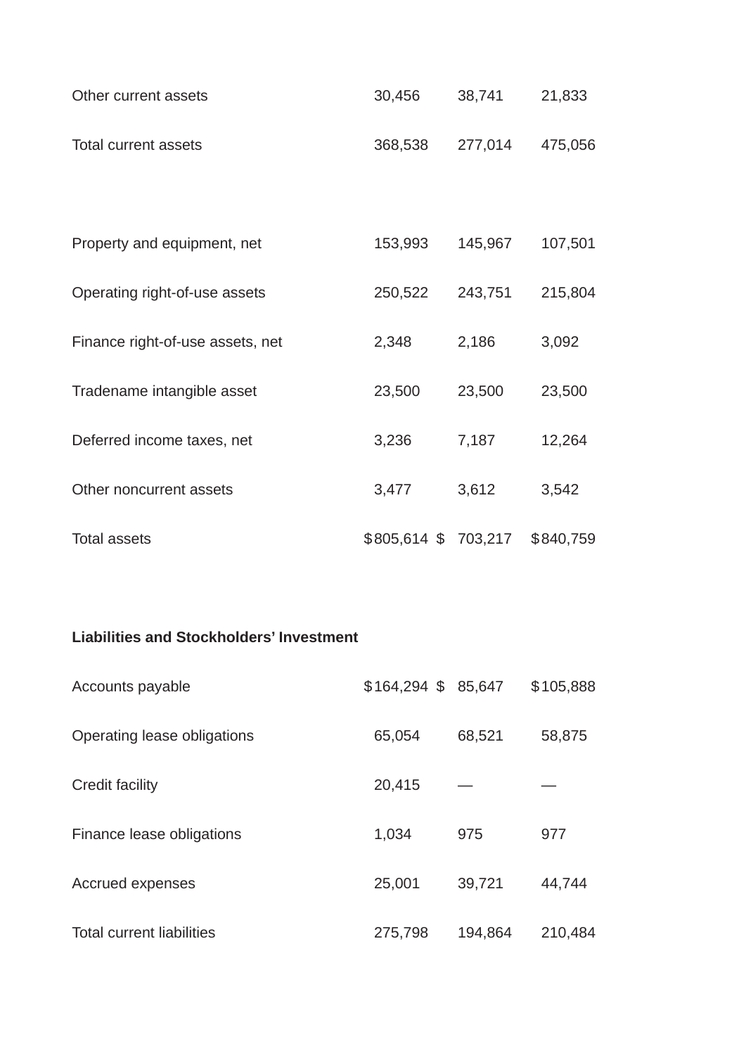| | | | |
|---|---|---|---|
| Other current assets | 30,456 | 38,741 | 21,833 |
| Total current assets | 368,538 | 277,014 | 475,056 |
| | | | |
| Property and equipment, net | 153,993 | 145,967 | 107,501 |
| Operating right-of-use assets | 250,522 | 243,751 | 215,804 |
| Finance right-of-use assets, net | 2,348 | 2,186 | 3,092 |
| Tradename intangible asset | 23,500 | 23,500 | 23,500 |
| Deferred income taxes, net | 3,236 | 7,187 | 12,264 |
| Other noncurrent assets | 3,477 | 3,612 | 3,542 |
| Total assets | $805,614 | $ 703,217 | $840,759 |
| | | | |
| **Liabilities and Stockholders' Investment** | | | |
| Accounts payable | $164,294 | $ 85,647 | $105,888 |
| Operating lease obligations | 65,054 | 68,521 | 58,875 |
| Credit facility | 20,415 | — | — |
| Finance lease obligations | 1,034 | 975 | 977 |
| Accrued expenses | 25,001 | 39,721 | 44,744 |
| Total current liabilities | 275,798 | 194,864 | 210,484 |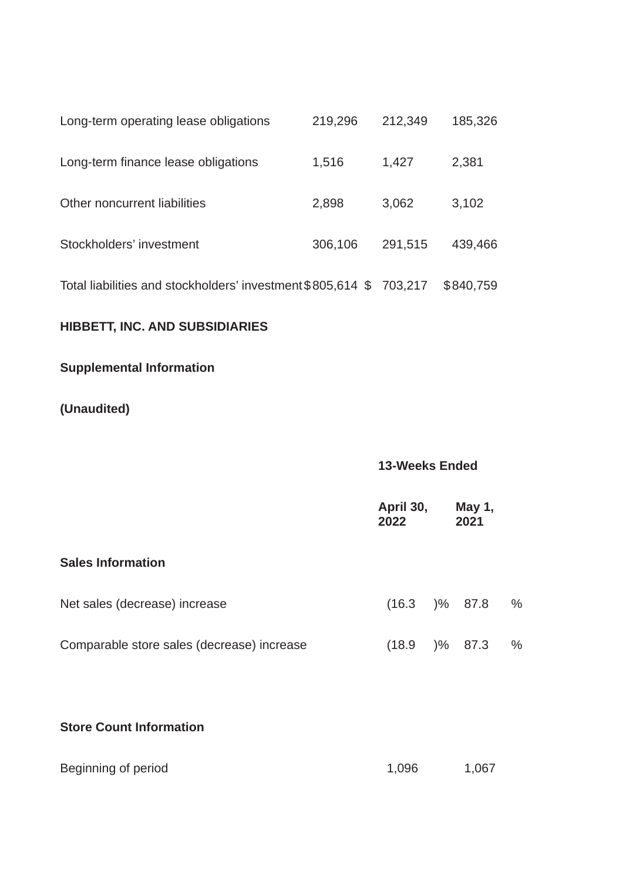| | | | |
|---|---|---|---|
| Long-term operating lease obligations | 219,296 | 212,349 | 185,326 |
| Long-term finance lease obligations | 1,516 | 1,427 | 2,381 |
| Other noncurrent liabilities | 2,898 | 3,062 | 3,102 |
| Stockholders' investment | 306,106 | 291,515 | 439,466 |
| Total liabilities and stockholders' investment | $805,614 | $ 703,217 | $840,759 |

**HIBBETT, INC. AND SUBSIDIARIES**

**Supplemental Information**

**(Unaudited)**

| | 13-Weeks Ended | |
|---|---|---|
| | April 30, 2022 | May 1, 2021 |
| **Sales Information** | | |
| Net sales (decrease) increase | (16.3 )% | 87.8 % |
| Comparable store sales (decrease) increase | (18.9 )% | 87.3 % |
| | | |
| **Store Count Information** | | |
| Beginning of period | 1,096 | 1,067 |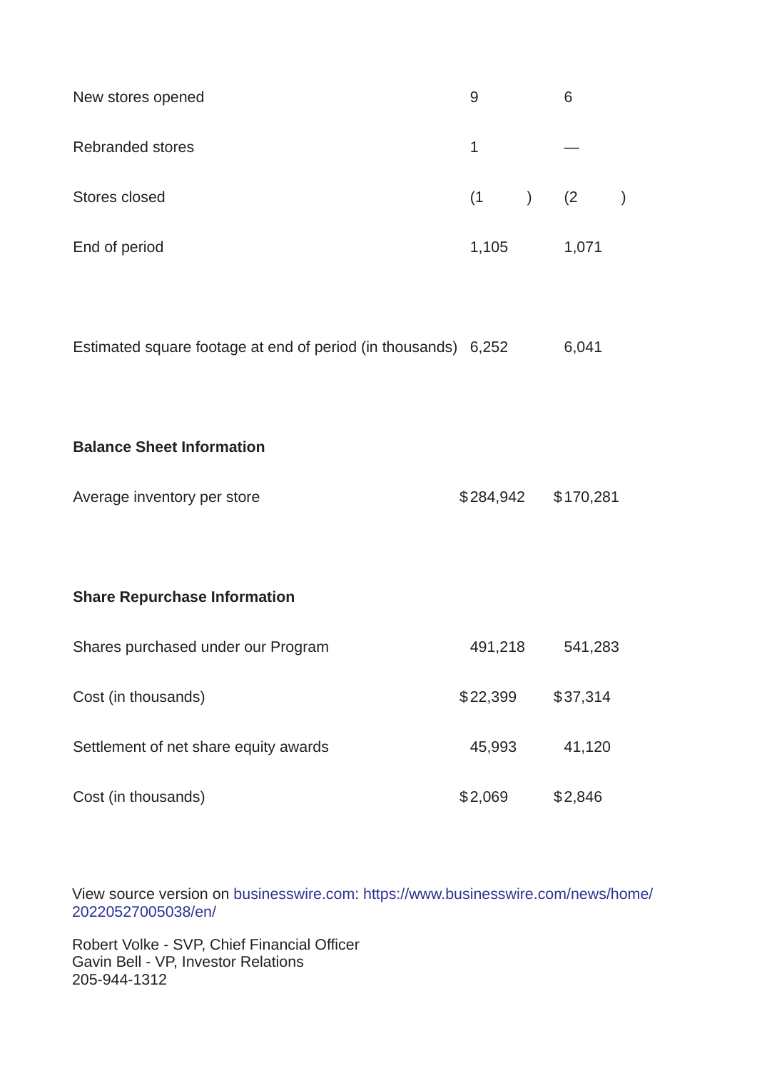| | | |
|---|---|---|
| New stores opened | 9 | 6 |
| Rebranded stores | 1 | — |
| Stores closed | (1) | (2) |
| End of period | 1,105 | 1,071 |
| | | |
| Estimated square footage at end of period (in thousands) | 6,252 | 6,041 |
| | | |
| **Balance Sheet Information** | | |
| Average inventory per store | $284,942 | $170,281 |
| | | |
| **Share Repurchase Information** | | |
| Shares purchased under our Program | 491,218 | 541,283 |
| Cost (in thousands) | $22,399 | $37,314 |
| Settlement of net share equity awards | 45,993 | 41,120 |
| Cost (in thousands) | $2,069 | $2,846 |

View source version on businesswire.com: https://www.businesswire.com/news/home/20220527005038/en/

Robert Volke - SVP, Chief Financial Officer
Gavin Bell - VP, Investor Relations
205-944-1312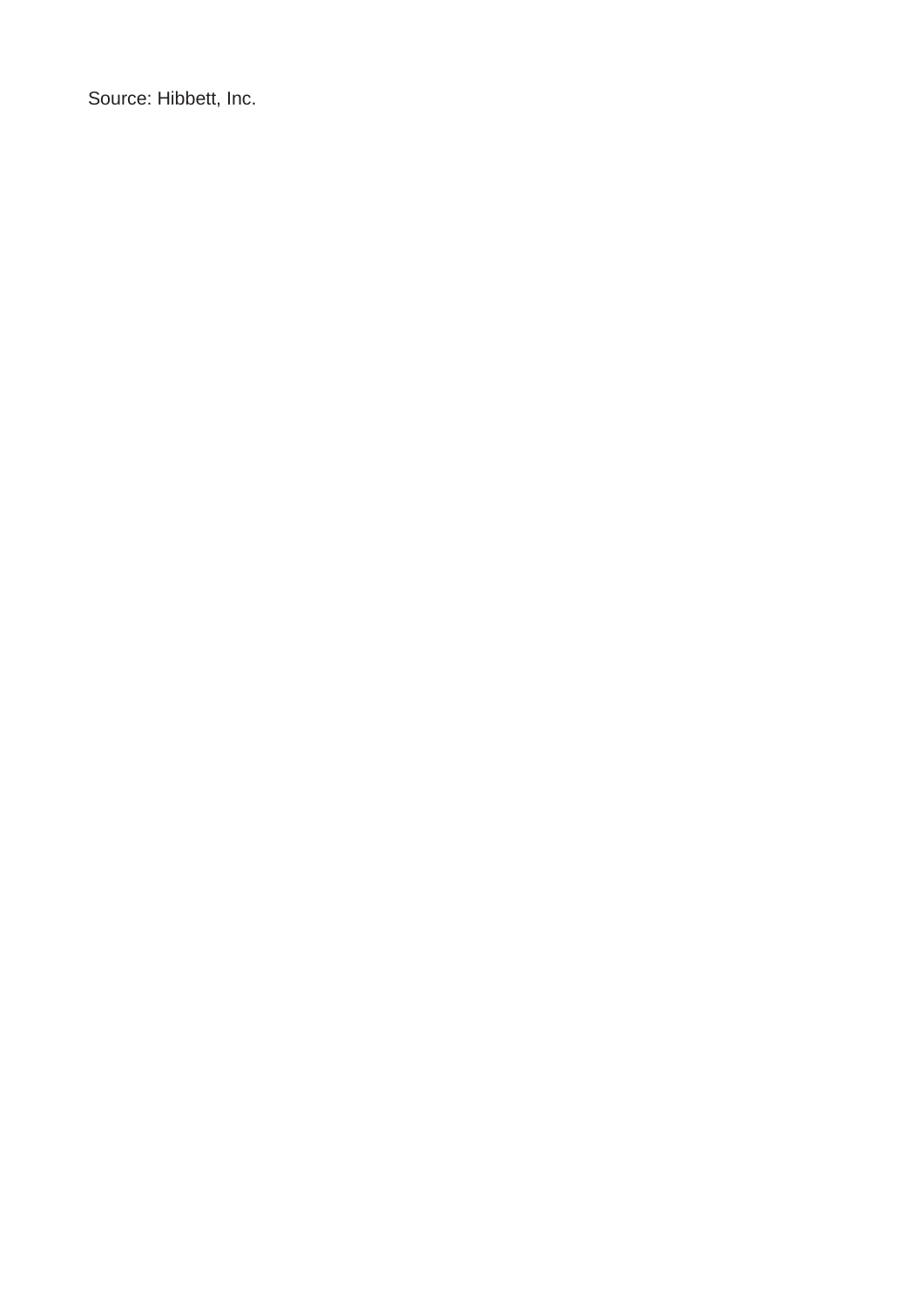Source: Hibbett, Inc.